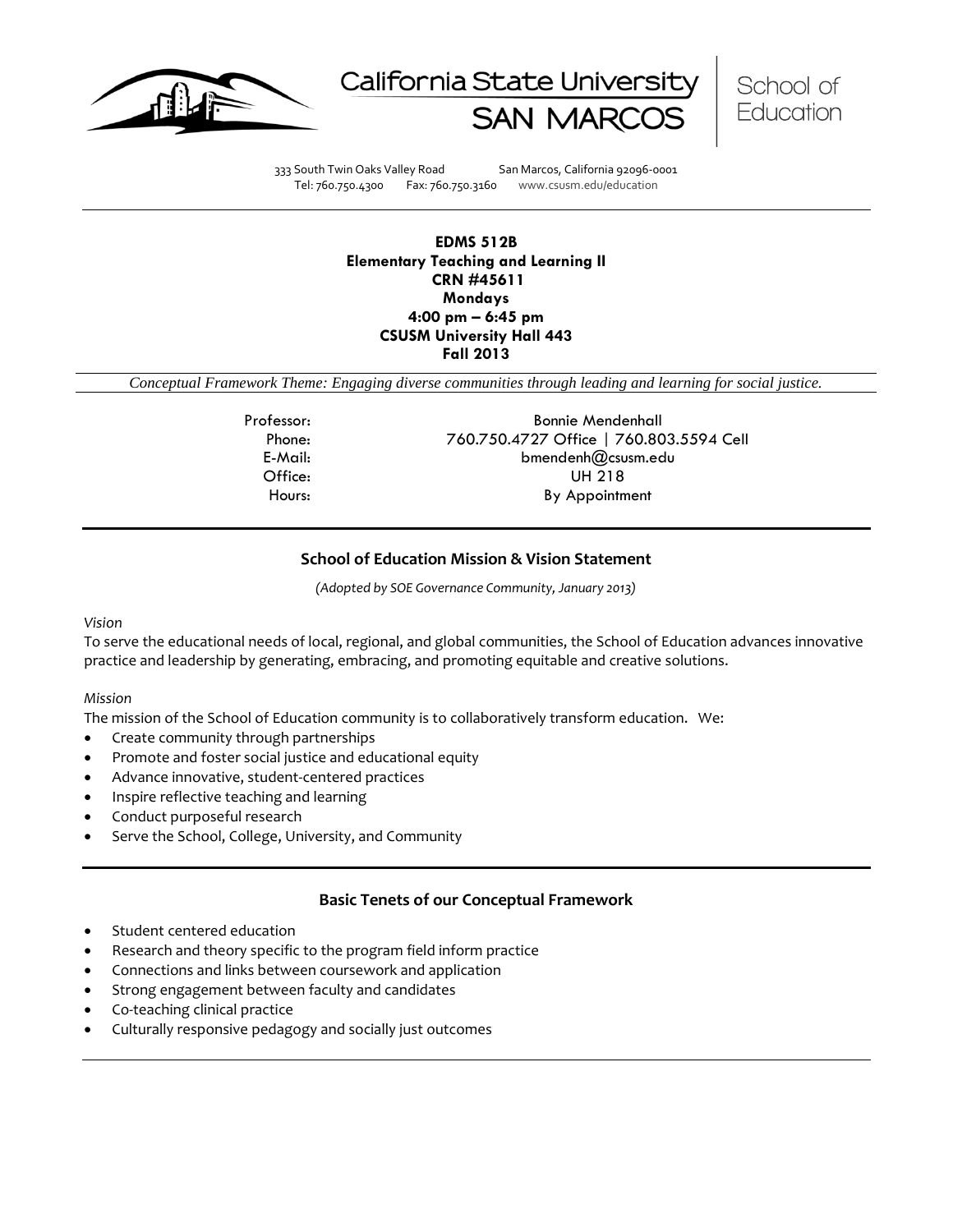California State University SAN MARCOS | School of Education

333 South Twin Oaks Valley Road San Marcos, California 92096-0001
Tel: 760.750.4300 Fax: 760.750.3160 www.csusm.edu/education

**EDMS 512B**
**Elementary Teaching and Learning II**
**CRN #45611**
**Mondays**
**4:00 pm – 6:45 pm**
**CSUSM University Hall 443**
**Fall 2013**

*Conceptual Framework Theme: Engaging diverse communities through leading and learning for social justice.*

| | |
|---|---|
| Professor: | Bonnie Mendenhall |
| Phone: | 760.750.4727 Office \| 760.803.5594 Cell |
| E-Mail: | bmendenh@csusm.edu |
| Office: | UH 218 |
| Hours: | By Appointment |

## School of Education Mission & Vision Statement

*(Adopted by SOE Governance Community, January 2013)*

*Vision*

To serve the educational needs of local, regional, and global communities, the School of Education advances innovative practice and leadership by generating, embracing, and promoting equitable and creative solutions.

*Mission*

The mission of the School of Education community is to collaboratively transform education. We:

- Create community through partnerships
- Promote and foster social justice and educational equity
- Advance innovative, student-centered practices
- Inspire reflective teaching and learning
- Conduct purposeful research
- Serve the School, College, University, and Community

## Basic Tenets of our Conceptual Framework

- Student centered education
- Research and theory specific to the program field inform practice
- Connections and links between coursework and application
- Strong engagement between faculty and candidates
- Co-teaching clinical practice
- Culturally responsive pedagogy and socially just outcomes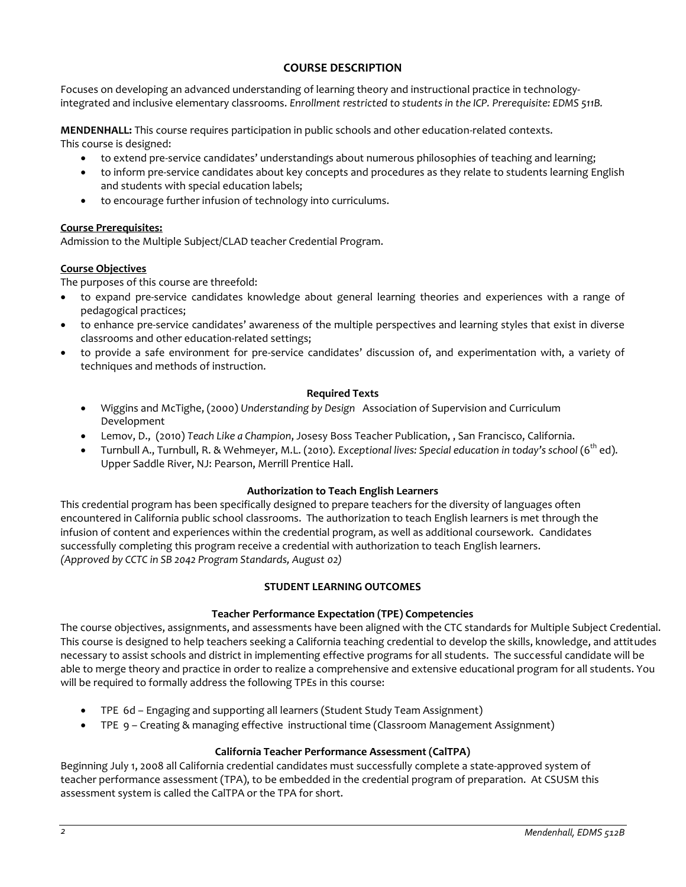## COURSE DESCRIPTION

Focuses on developing an advanced understanding of learning theory and instructional practice in technology-integrated and inclusive elementary classrooms. *Enrollment restricted to students in the ICP. Prerequisite: EDMS 511B.*

**MENDENHALL:** This course requires participation in public schools and other education-related contexts.
This course is designed:

- to extend pre-service candidates' understandings about numerous philosophies of teaching and learning;
- to inform pre-service candidates about key concepts and procedures as they relate to students learning English and students with special education labels;
- to encourage further infusion of technology into curriculums.

**Course Prerequisites:**
Admission to the Multiple Subject/CLAD teacher Credential Program.

**Course Objectives**
The purposes of this course are threefold:

- to expand pre-service candidates knowledge about general learning theories and experiences with a range of pedagogical practices;
- to enhance pre-service candidates' awareness of the multiple perspectives and learning styles that exist in diverse classrooms and other education-related settings;
- to provide a safe environment for pre-service candidates' discussion of, and experimentation with, a variety of techniques and methods of instruction.

### Required Texts

- Wiggins and McTighe, (2000) *Understanding by Design* Association of Supervision and Curriculum Development
- Lemov, D., (2010) *Teach Like a Champion*, Josesy Boss Teacher Publication, , San Francisco, California.
- Turnbull A., Turnbull, R. & Wehmeyer, M.L. (2010). *Exceptional lives: Special education in today's school* (6th ed). Upper Saddle River, NJ: Pearson, Merrill Prentice Hall.

### Authorization to Teach English Learners

This credential program has been specifically designed to prepare teachers for the diversity of languages often encountered in California public school classrooms. The authorization to teach English learners is met through the infusion of content and experiences within the credential program, as well as additional coursework. Candidates successfully completing this program receive a credential with authorization to teach English learners.
*(Approved by CCTC in SB 2042 Program Standards, August 02)*

## STUDENT LEARNING OUTCOMES

### Teacher Performance Expectation (TPE) Competencies

The course objectives, assignments, and assessments have been aligned with the CTC standards for Multiple Subject Credential. This course is designed to help teachers seeking a California teaching credential to develop the skills, knowledge, and attitudes necessary to assist schools and district in implementing effective programs for all students. The successful candidate will be able to merge theory and practice in order to realize a comprehensive and extensive educational program for all students. You will be required to formally address the following TPEs in this course:

- TPE 6d – Engaging and supporting all learners (Student Study Team Assignment)
- TPE 9 – Creating & managing effective instructional time (Classroom Management Assignment)

### California Teacher Performance Assessment (CalTPA)

Beginning July 1, 2008 all California credential candidates must successfully complete a state-approved system of teacher performance assessment (TPA), to be embedded in the credential program of preparation. At CSUSM this assessment system is called the CalTPA or the TPA for short.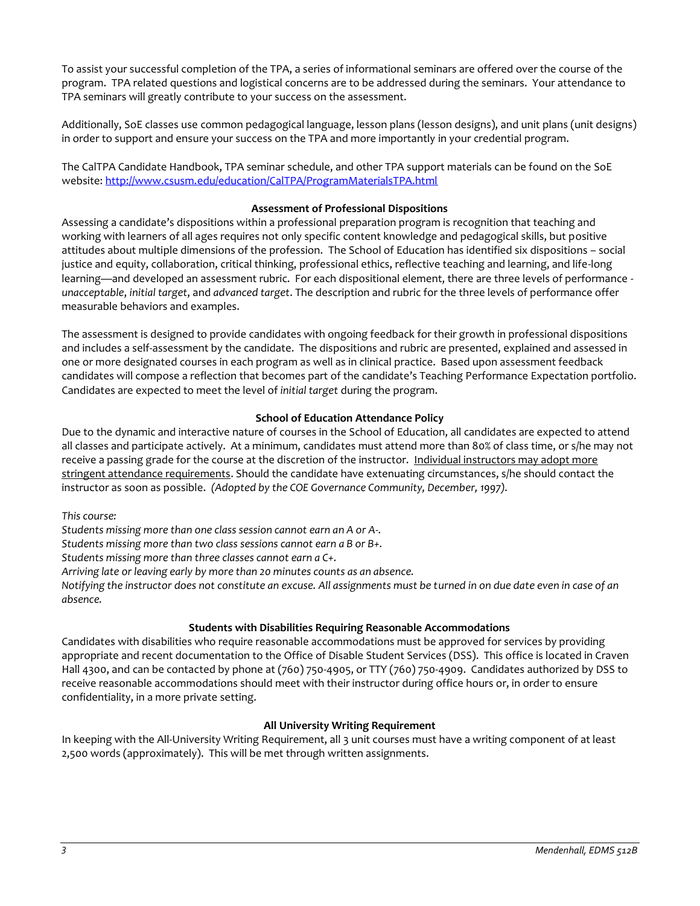To assist your successful completion of the TPA, a series of informational seminars are offered over the course of the program. TPA related questions and logistical concerns are to be addressed during the seminars. Your attendance to TPA seminars will greatly contribute to your success on the assessment.

Additionally, SoE classes use common pedagogical language, lesson plans (lesson designs), and unit plans (unit designs) in order to support and ensure your success on the TPA and more importantly in your credential program.

The CalTPA Candidate Handbook, TPA seminar schedule, and other TPA support materials can be found on the SoE website: [http://www.csusm.edu/education/CalTPA/ProgramMaterialsTPA.html](http://www.csusm.edu/education/CalTPA/ProgramMaterialsTPA.html)

### Assessment of Professional Dispositions

Assessing a candidate's dispositions within a professional preparation program is recognition that teaching and working with learners of all ages requires not only specific content knowledge and pedagogical skills, but positive attitudes about multiple dimensions of the profession. The School of Education has identified six dispositions – social justice and equity, collaboration, critical thinking, professional ethics, reflective teaching and learning, and life-long learning—and developed an assessment rubric. For each dispositional element, there are three levels of performance - *unacceptable*, *initial target*, and *advanced target*. The description and rubric for the three levels of performance offer measurable behaviors and examples.

The assessment is designed to provide candidates with ongoing feedback for their growth in professional dispositions and includes a self-assessment by the candidate. The dispositions and rubric are presented, explained and assessed in one or more designated courses in each program as well as in clinical practice. Based upon assessment feedback candidates will compose a reflection that becomes part of the candidate's Teaching Performance Expectation portfolio. Candidates are expected to meet the level of *initial target* during the program.

### School of Education Attendance Policy

Due to the dynamic and interactive nature of courses in the School of Education, all candidates are expected to attend all classes and participate actively. At a minimum, candidates must attend more than 80% of class time, or s/he may not receive a passing grade for the course at the discretion of the instructor. <u>Individual instructors may adopt more stringent attendance requirements</u>. Should the candidate have extenuating circumstances, s/he should contact the instructor as soon as possible. *(Adopted by the COE Governance Community, December, 1997).*

*This course:*
*Students missing more than one class session cannot earn an A or A-.*
*Students missing more than two class sessions cannot earn a B or B+.*
*Students missing more than three classes cannot earn a C+.*
*Arriving late or leaving early by more than 20 minutes counts as an absence.*
*Notifying the instructor does not constitute an excuse. All assignments must be turned in on due date even in case of an absence.*

### Students with Disabilities Requiring Reasonable Accommodations

Candidates with disabilities who require reasonable accommodations must be approved for services by providing appropriate and recent documentation to the Office of Disable Student Services (DSS). This office is located in Craven Hall 4300, and can be contacted by phone at (760) 750-4905, or TTY (760) 750-4909. Candidates authorized by DSS to receive reasonable accommodations should meet with their instructor during office hours or, in order to ensure confidentiality, in a more private setting.

### All University Writing Requirement

In keeping with the All-University Writing Requirement, all 3 unit courses must have a writing component of at least 2,500 words (approximately). This will be met through written assignments.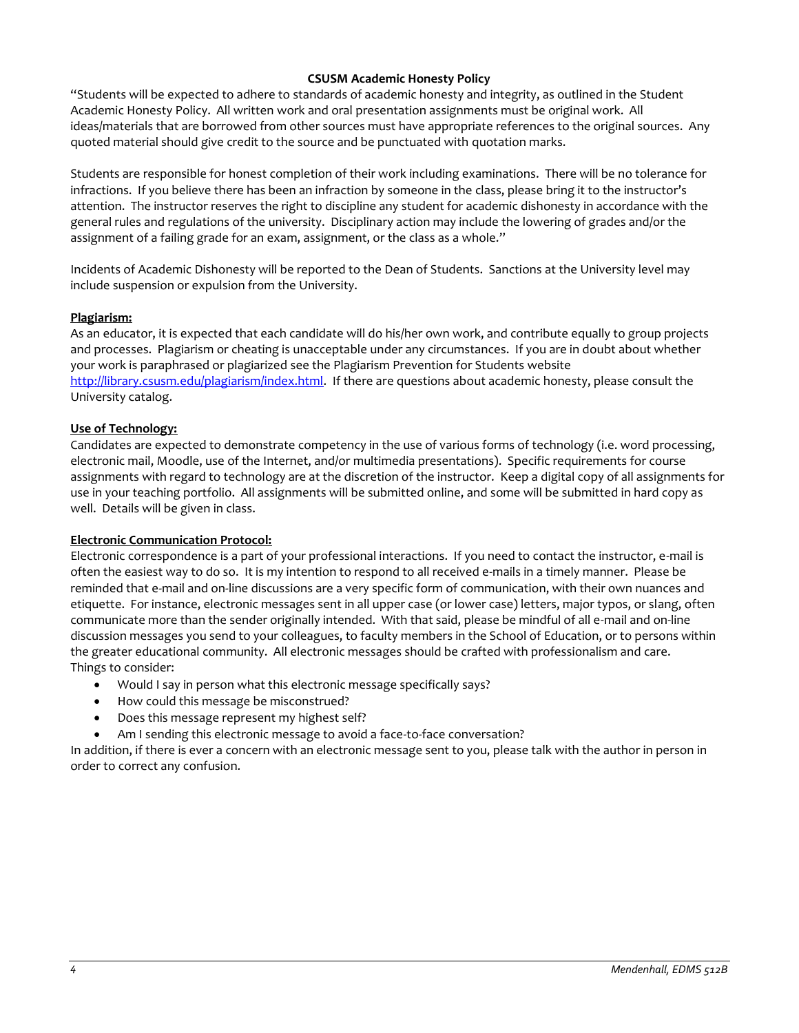### CSUSM Academic Honesty Policy

"Students will be expected to adhere to standards of academic honesty and integrity, as outlined in the Student Academic Honesty Policy. All written work and oral presentation assignments must be original work. All ideas/materials that are borrowed from other sources must have appropriate references to the original sources. Any quoted material should give credit to the source and be punctuated with quotation marks.

Students are responsible for honest completion of their work including examinations. There will be no tolerance for infractions. If you believe there has been an infraction by someone in the class, please bring it to the instructor's attention. The instructor reserves the right to discipline any student for academic dishonesty in accordance with the general rules and regulations of the university. Disciplinary action may include the lowering of grades and/or the assignment of a failing grade for an exam, assignment, or the class as a whole."

Incidents of Academic Dishonesty will be reported to the Dean of Students. Sanctions at the University level may include suspension or expulsion from the University.

**Plagiarism:**

As an educator, it is expected that each candidate will do his/her own work, and contribute equally to group projects and processes. Plagiarism or cheating is unacceptable under any circumstances. If you are in doubt about whether your work is paraphrased or plagiarized see the Plagiarism Prevention for Students website http://library.csusm.edu/plagiarism/index.html. If there are questions about academic honesty, please consult the University catalog.

**Use of Technology:**

Candidates are expected to demonstrate competency in the use of various forms of technology (i.e. word processing, electronic mail, Moodle, use of the Internet, and/or multimedia presentations). Specific requirements for course assignments with regard to technology are at the discretion of the instructor. Keep a digital copy of all assignments for use in your teaching portfolio. All assignments will be submitted online, and some will be submitted in hard copy as well. Details will be given in class.

**Electronic Communication Protocol:**

Electronic correspondence is a part of your professional interactions. If you need to contact the instructor, e-mail is often the easiest way to do so. It is my intention to respond to all received e-mails in a timely manner. Please be reminded that e-mail and on-line discussions are a very specific form of communication, with their own nuances and etiquette. For instance, electronic messages sent in all upper case (or lower case) letters, major typos, or slang, often communicate more than the sender originally intended. With that said, please be mindful of all e-mail and on-line discussion messages you send to your colleagues, to faculty members in the School of Education, or to persons within the greater educational community. All electronic messages should be crafted with professionalism and care.
Things to consider:

- Would I say in person what this electronic message specifically says?
- How could this message be misconstrued?
- Does this message represent my highest self?
- Am I sending this electronic message to avoid a face-to-face conversation?

In addition, if there is ever a concern with an electronic message sent to you, please talk with the author in person in order to correct any confusion.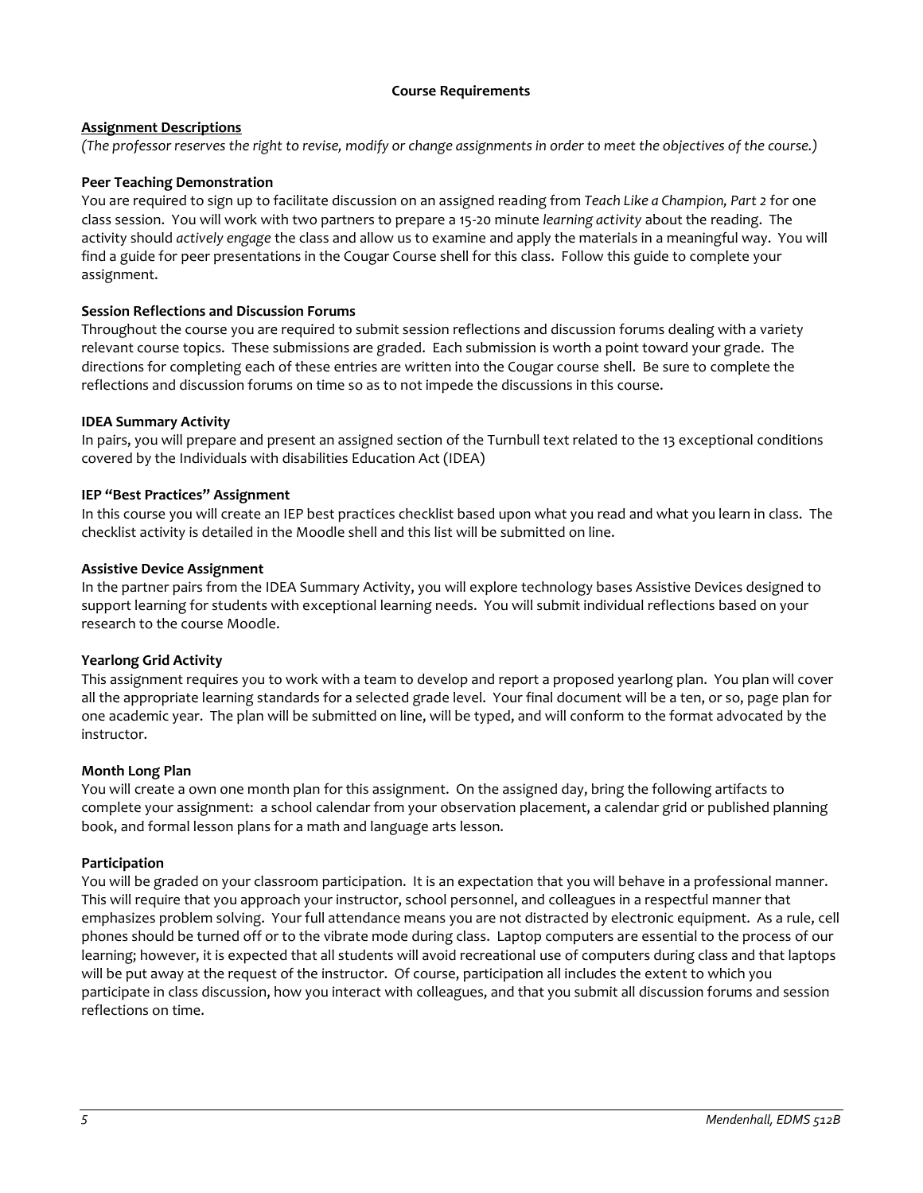## Course Requirements

### Assignment Descriptions

*(The professor reserves the right to revise, modify or change assignments in order to meet the objectives of the course.)*

**Peer Teaching Demonstration**

You are required to sign up to facilitate discussion on an assigned reading from *Teach Like a Champion, Part 2* for one class session. You will work with two partners to prepare a 15-20 minute *learning activity* about the reading. The activity should *actively engage* the class and allow us to examine and apply the materials in a meaningful way. You will find a guide for peer presentations in the Cougar Course shell for this class. Follow this guide to complete your assignment.

**Session Reflections and Discussion Forums**

Throughout the course you are required to submit session reflections and discussion forums dealing with a variety relevant course topics. These submissions are graded. Each submission is worth a point toward your grade. The directions for completing each of these entries are written into the Cougar course shell. Be sure to complete the reflections and discussion forums on time so as to not impede the discussions in this course.

**IDEA Summary Activity**

In pairs, you will prepare and present an assigned section of the Turnbull text related to the 13 exceptional conditions covered by the Individuals with disabilities Education Act (IDEA)

**IEP "Best Practices" Assignment**

In this course you will create an IEP best practices checklist based upon what you read and what you learn in class. The checklist activity is detailed in the Moodle shell and this list will be submitted on line.

**Assistive Device Assignment**

In the partner pairs from the IDEA Summary Activity, you will explore technology bases Assistive Devices designed to support learning for students with exceptional learning needs. You will submit individual reflections based on your research to the course Moodle.

**Yearlong Grid Activity**

This assignment requires you to work with a team to develop and report a proposed yearlong plan. You plan will cover all the appropriate learning standards for a selected grade level. Your final document will be a ten, or so, page plan for one academic year. The plan will be submitted on line, will be typed, and will conform to the format advocated by the instructor.

**Month Long Plan**

You will create a own one month plan for this assignment. On the assigned day, bring the following artifacts to complete your assignment: a school calendar from your observation placement, a calendar grid or published planning book, and formal lesson plans for a math and language arts lesson.

**Participation**

You will be graded on your classroom participation. It is an expectation that you will behave in a professional manner. This will require that you approach your instructor, school personnel, and colleagues in a respectful manner that emphasizes problem solving. Your full attendance means you are not distracted by electronic equipment. As a rule, cell phones should be turned off or to the vibrate mode during class. Laptop computers are essential to the process of our learning; however, it is expected that all students will avoid recreational use of computers during class and that laptops will be put away at the request of the instructor. Of course, participation all includes the extent to which you participate in class discussion, how you interact with colleagues, and that you submit all discussion forums and session reflections on time.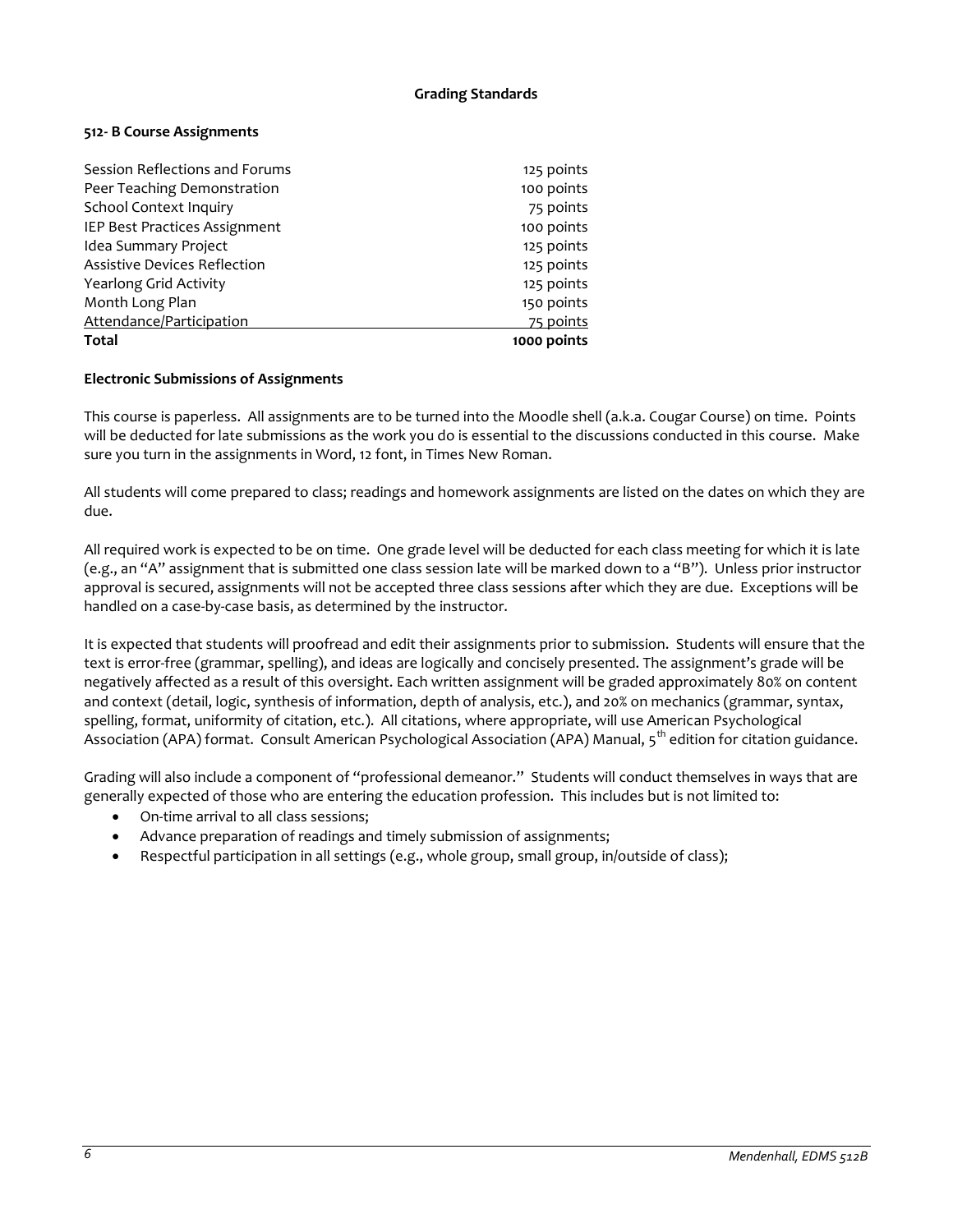### Grading Standards

**512- B Course Assignments**

| Assignment | Points |
|---|---|
| Session Reflections and Forums | 125 points |
| Peer Teaching Demonstration | 100 points |
| School Context Inquiry | 75 points |
| IEP Best Practices Assignment | 100 points |
| Idea Summary Project | 125 points |
| Assistive Devices Reflection | 125 points |
| Yearlong Grid Activity | 125 points |
| Month Long Plan | 150 points |
| Attendance/Participation | 75 points |
| **Total** | **1000 points** |

**Electronic Submissions of Assignments**

This course is paperless. All assignments are to be turned into the Moodle shell (a.k.a. Cougar Course) on time. Points will be deducted for late submissions as the work you do is essential to the discussions conducted in this course. Make sure you turn in the assignments in Word, 12 font, in Times New Roman.

All students will come prepared to class; readings and homework assignments are listed on the dates on which they are due.

All required work is expected to be on time. One grade level will be deducted for each class meeting for which it is late (e.g., an "A" assignment that is submitted one class session late will be marked down to a "B"). Unless prior instructor approval is secured, assignments will not be accepted three class sessions after which they are due. Exceptions will be handled on a case-by-case basis, as determined by the instructor.

It is expected that students will proofread and edit their assignments prior to submission. Students will ensure that the text is error-free (grammar, spelling), and ideas are logically and concisely presented. The assignment's grade will be negatively affected as a result of this oversight. Each written assignment will be graded approximately 80% on content and context (detail, logic, synthesis of information, depth of analysis, etc.), and 20% on mechanics (grammar, syntax, spelling, format, uniformity of citation, etc.). All citations, where appropriate, will use American Psychological Association (APA) format. Consult American Psychological Association (APA) Manual, 5th edition for citation guidance.

Grading will also include a component of "professional demeanor." Students will conduct themselves in ways that are generally expected of those who are entering the education profession. This includes but is not limited to:

- On-time arrival to all class sessions;
- Advance preparation of readings and timely submission of assignments;
- Respectful participation in all settings (e.g., whole group, small group, in/outside of class);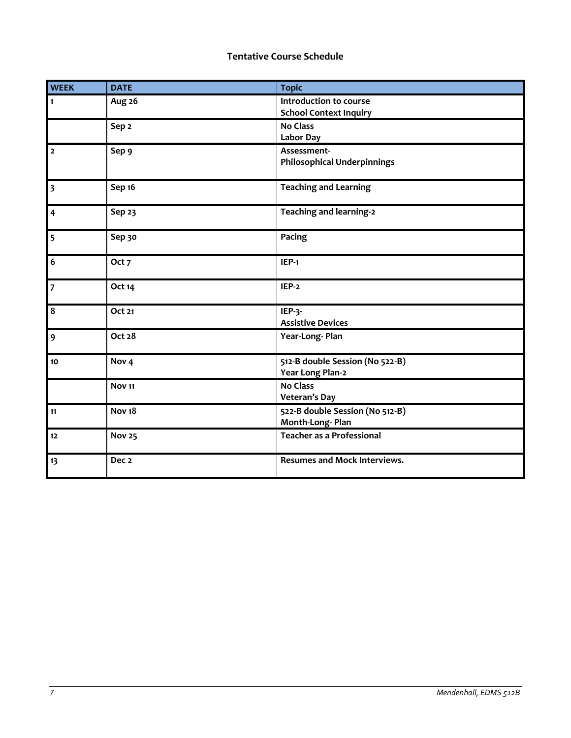**Tentative Course Schedule**

| WEEK | DATE | Topic |
|---|---|---|
| 1 | Aug 26 | Introduction to course<br>School Context Inquiry |
| | Sep 2 | No Class<br>Labor Day |
| 2 | Sep 9 | Assessment-<br>Philosophical Underpinnings |
| 3 | Sep 16 | Teaching and Learning |
| 4 | Sep 23 | Teaching and learning-2 |
| 5 | Sep 30 | Pacing |
| 6 | Oct 7 | IEP-1 |
| 7 | Oct 14 | IEP-2 |
| 8 | Oct 21 | IEP-3-<br>Assistive Devices |
| 9 | Oct 28 | Year-Long- Plan |
| 10 | Nov 4 | 512-B double Session (No 522-B)<br>Year Long Plan-2 |
| | Nov 11 | No Class<br>Veteran's Day |
| 11 | Nov 18 | 522-B double Session (No 512-B)<br>Month-Long- Plan |
| 12 | Nov 25 | Teacher as a Professional |
| 13 | Dec 2 | Resumes and Mock Interviews. |